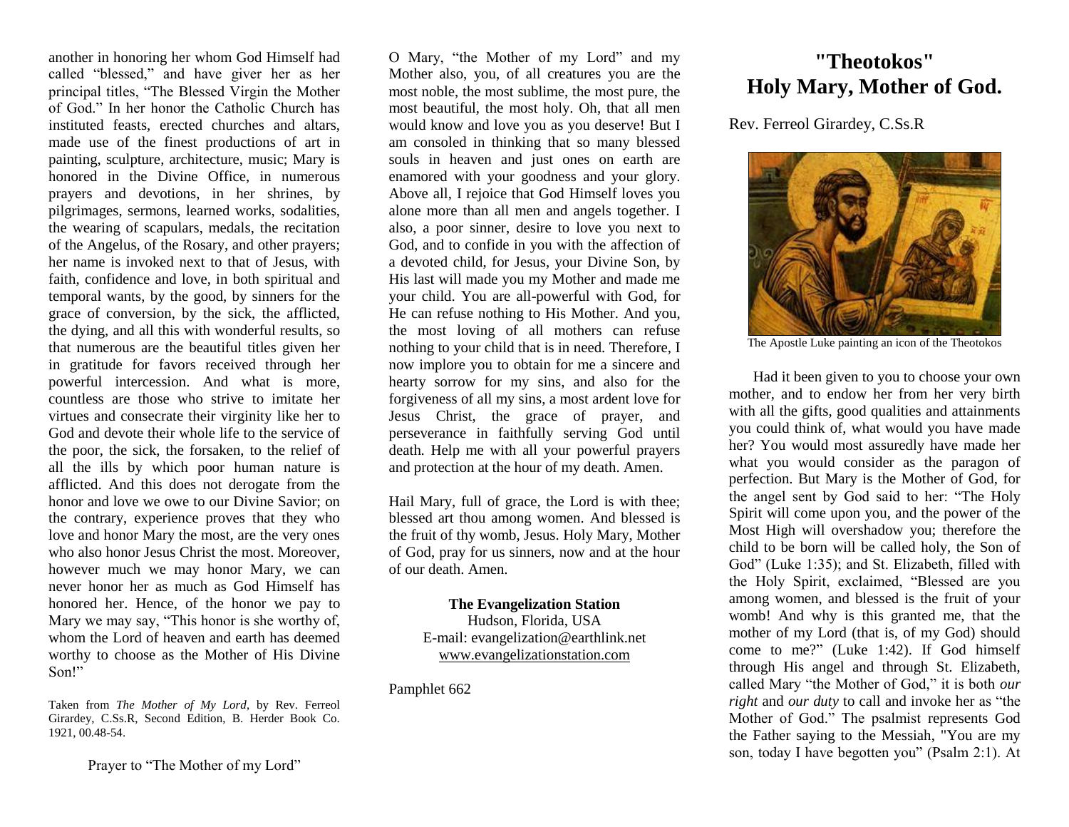another in honoring her whom God Himself had called "blessed," and have giver her as her principal titles, "The Blessed Virgin the Mother of God." In her honor the Catholic Church has instituted feasts, erected churches and altars, made use of the finest productions of art in painting, sculpture, architecture, music; Mary is honored in the Divine Office, in numerous prayers and devotions, in her shrines, by pilgrimages, sermons, learned works, sodalities, the wearing of scapulars, medals, the recitation of the Angelus, of the Rosary, and other prayers; her name is invoked next to that of Jesus, with faith, confidence and love, in both spiritual and temporal wants, by the good, by sinners for the grace of conversion, by the sick, the afflicted, the dying, and all this with wonderful results, so that numerous are the beautiful titles given her in gratitude for favors received through her powerful intercession. And what is more, countless are those who strive to imitate her virtues and consecrate their virginity like her to God and devote their whole life to the service of the poor, the sick, the forsaken, to the relief of all the ills by which poor human nature is afflicted. And this does not derogate from the honor and love we owe to our Divine Savior; on the contrary, experience proves that they who love and honor Mary the most, are the very ones who also honor Jesus Christ the most. Moreover, however much we may honor Mary, we can never honor her as much as God Himself has honored her. Hence, of the honor we pay to Mary we may say, "This honor is she worthy of, whom the Lord of heaven and earth has deemed worthy to choose as the Mother of His Divine Son!"

Taken from *The Mother of My Lord*, by Rev. Ferreol Girardey, C.Ss.R, Second Edition, B. Herder Book Co. 1921, 00.48-54.

Prayer to "The Mother of my Lord"

O Mary, "the Mother of my Lord" and my Mother also, you, of all creatures you are the most noble, the most sublime, the most pure, the most beautiful, the most holy. Oh, that all men would know and love you as you deserve! But I am consoled in thinking that so many blessed souls in heaven and just ones on earth are enamored with your goodness and your glory. Above all, I rejoice that God Himself loves you alone more than all men and angels together. I also, a poor sinner, desire to love you next to God, and to confide in you with the affection of a devoted child, for Jesus, your Divine Son, by His last will made you my Mother and made me your child. You are all-powerful with God, for He can refuse nothing to His Mother. And you, the most loving of all mothers can refuse nothing to your child that is in need. Therefore, I now implore you to obtain for me a sincere and hearty sorrow for my sins, and also for the forgiveness of all my sins, a most ardent love for Jesus Christ, the grace of prayer, and perseverance in faithfully serving God until death. Help me with all your powerful prayers and protection at the hour of my death. Amen.

Hail Mary, full of grace, the Lord is with thee; blessed art thou among women. And blessed is the fruit of thy womb, Jesus. Holy Mary, Mother of God, pray for us sinners, now and at the hour of our death. Amen.

**The Evangelization Station**
Hudson, Florida, USA
E-mail: evangelization@earthlink.net
www.evangelizationstation.com

Pamphlet 662

# "Theotokos" Holy Mary, Mother of God.

Rev. Ferreol Girardey, C.Ss.R

The Apostle Luke painting an icon of the Theotokos

Had it been given to you to choose your own mother, and to endow her from her very birth with all the gifts, good qualities and attainments you could think of, what would you have made her? You would most assuredly have made her what you would consider as the paragon of perfection. But Mary is the Mother of God, for the angel sent by God said to her: "The Holy Spirit will come upon you, and the power of the Most High will overshadow you; therefore the child to be born will be called holy, the Son of God" (Luke 1:35); and St. Elizabeth, filled with the Holy Spirit, exclaimed, "Blessed are you among women, and blessed is the fruit of your womb! And why is this granted me, that the mother of my Lord (that is, of my God) should come to me?" (Luke 1:42). If God himself through His angel and through St. Elizabeth, called Mary "the Mother of God," it is both *our right* and *our duty* to call and invoke her as "the Mother of God." The psalmist represents God the Father saying to the Messiah, "You are my son, today I have begotten you" (Psalm 2:1). At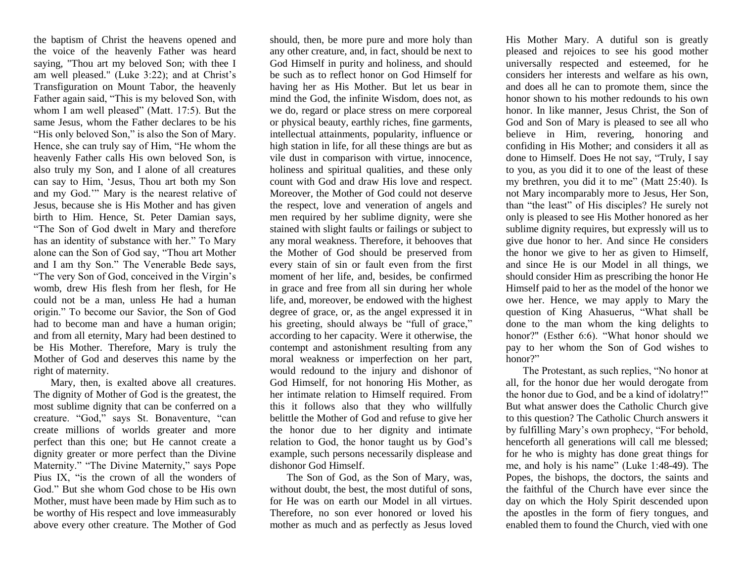the baptism of Christ the heavens opened and the voice of the heavenly Father was heard saying, "Thou art my beloved Son; with thee I am well pleased." (Luke 3:22); and at Christ's Transfiguration on Mount Tabor, the heavenly Father again said, "This is my beloved Son, with whom I am well pleased" (Matt. 17:5). But the same Jesus, whom the Father declares to be his "His only beloved Son," is also the Son of Mary. Hence, she can truly say of Him, "He whom the heavenly Father calls His own beloved Son, is also truly my Son, and I alone of all creatures can say to Him, 'Jesus, Thou art both my Son and my God.'" Mary is the nearest relative of Jesus, because she is His Mother and has given birth to Him. Hence, St. Peter Damian says, "The Son of God dwelt in Mary and therefore has an identity of substance with her." To Mary alone can the Son of God say, "Thou art Mother and I am thy Son." The Venerable Bede says, "The very Son of God, conceived in the Virgin's womb, drew His flesh from her flesh, for He could not be a man, unless He had a human origin." To become our Savior, the Son of God had to become man and have a human origin; and from all eternity, Mary had been destined to be His Mother. Therefore, Mary is truly the Mother of God and deserves this name by the right of maternity.

Mary, then, is exalted above all creatures. The dignity of Mother of God is the greatest, the most sublime dignity that can be conferred on a creature. "God," says St. Bonaventure, "can create millions of worlds greater and more perfect than this one; but He cannot create a dignity greater or more perfect than the Divine Maternity." "The Divine Maternity," says Pope Pius IX, "is the crown of all the wonders of God." But she whom God chose to be His own Mother, must have been made by Him such as to be worthy of His respect and love immeasurably above every other creature. The Mother of God should, then, be more pure and more holy than any other creature, and, in fact, should be next to God Himself in purity and holiness, and should be such as to reflect honor on God Himself for having her as His Mother. But let us bear in mind the God, the infinite Wisdom, does not, as we do, regard or place stress on mere corporeal or physical beauty, earthly riches, fine garments, intellectual attainments, popularity, influence or high station in life, for all these things are but as vile dust in comparison with virtue, innocence, holiness and spiritual qualities, and these only count with God and draw His love and respect. Moreover, the Mother of God could not deserve the respect, love and veneration of angels and men required by her sublime dignity, were she stained with slight faults or failings or subject to any moral weakness. Therefore, it behooves that the Mother of God should be preserved from every stain of sin or fault even from the first moment of her life, and, besides, be confirmed in grace and free from all sin during her whole life, and, moreover, be endowed with the highest degree of grace, or, as the angel expressed it in his greeting, should always be "full of grace," according to her capacity. Were it otherwise, the contempt and astonishment resulting from any moral weakness or imperfection on her part, would redound to the injury and dishonor of God Himself, for not honoring His Mother, as her intimate relation to Himself required. From this it follows also that they who willfully belittle the Mother of God and refuse to give her the honor due to her dignity and intimate relation to God, the honor taught us by God's example, such persons necessarily displease and dishonor God Himself.

The Son of God, as the Son of Mary, was, without doubt, the best, the most dutiful of sons, for He was on earth our Model in all virtues. Therefore, no son ever honored or loved his mother as much and as perfectly as Jesus loved His Mother Mary. A dutiful son is greatly pleased and rejoices to see his good mother universally respected and esteemed, for he considers her interests and welfare as his own, and does all he can to promote them, since the honor shown to his mother redounds to his own honor. In like manner, Jesus Christ, the Son of God and Son of Mary is pleased to see all who believe in Him, revering, honoring and confiding in His Mother; and considers it all as done to Himself. Does He not say, "Truly, I say to you, as you did it to one of the least of these my brethren, you did it to me" (Matt 25:40). Is not Mary incomparably more to Jesus, Her Son, than "the least" of His disciples? He surely not only is pleased to see His Mother honored as her sublime dignity requires, but expressly will us to give due honor to her. And since He considers the honor we give to her as given to Himself, and since He is our Model in all things, we should consider Him as prescribing the honor He Himself paid to her as the model of the honor we owe her. Hence, we may apply to Mary the question of King Ahasuerus, "What shall be done to the man whom the king delights to honor?" (Esther 6:6). "What honor should we pay to her whom the Son of God wishes to honor?"

The Protestant, as such replies, "No honor at all, for the honor due her would derogate from the honor due to God, and be a kind of idolatry!" But what answer does the Catholic Church give to this question? The Catholic Church answers it by fulfilling Mary's own prophecy, "For behold, henceforth all generations will call me blessed; for he who is mighty has done great things for me, and holy is his name" (Luke 1:48-49). The Popes, the bishops, the doctors, the saints and the faithful of the Church have ever since the day on which the Holy Spirit descended upon the apostles in the form of fiery tongues, and enabled them to found the Church, vied with one